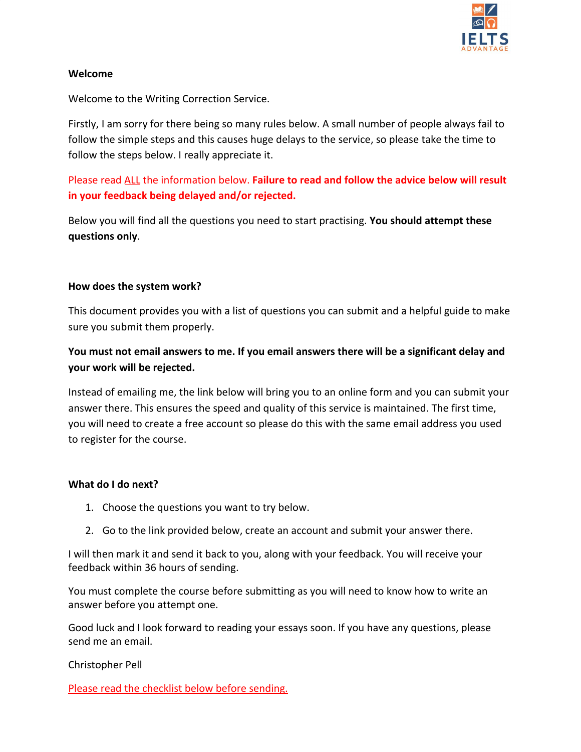**Welcome**

Welcome to the Writing Correction Service.

Firstly, I am sorry for there being so many rules below. A small number of people always fail to follow the simple steps and this causes huge delays to the service, so please take the time to follow the steps below. I really appreciate it.

Please read ALL the information below. **Failure to read and follow the advice below will result in your feedback being delayed and/or rejected.**

Below you will find all the questions you need to start practising. **You should attempt these questions only**.

**How does the system work?**

This document provides you with a list of questions you can submit and a helpful guide to make sure you submit them properly.

**You must not email answers to me. If you email answers there will be a significant delay and your work will be rejected.**

Instead of emailing me, the link below will bring you to an online form and you can submit your answer there. This ensures the speed and quality of this service is maintained. The first time, you will need to create a free account so please do this with the same email address you used to register for the course.

**What do I do next?**

1. Choose the questions you want to try below.
2. Go to the link provided below, create an account and submit your answer there.

I will then mark it and send it back to you, along with your feedback. You will receive your feedback within 36 hours of sending.

You must complete the course before submitting as you will need to know how to write an answer before you attempt one.

Good luck and I look forward to reading your essays soon. If you have any questions, please send me an email.

Christopher Pell

Please read the checklist below before sending.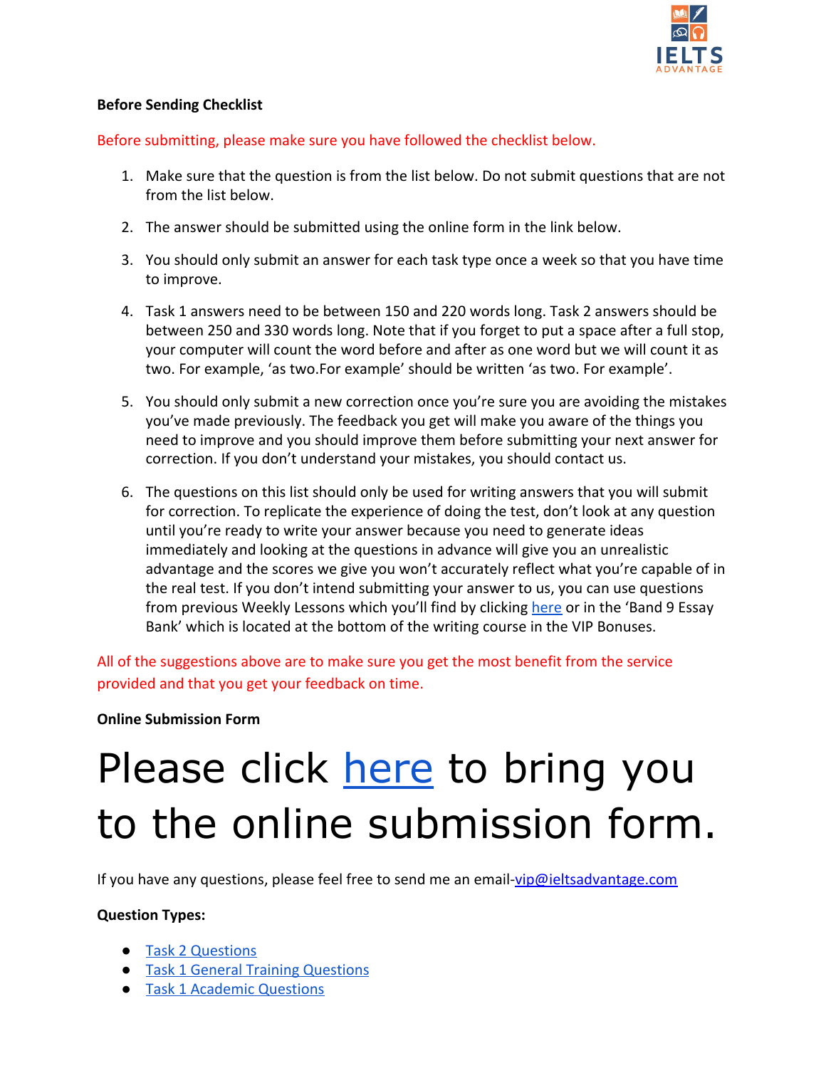**Before Sending Checklist**

Before submitting, please make sure you have followed the checklist below.

1. Make sure that the question is from the list below. Do not submit questions that are not from the list below.
2. The answer should be submitted using the online form in the link below.
3. You should only submit an answer for each task type once a week so that you have time to improve.
4. Task 1 answers need to be between 150 and 220 words long. Task 2 answers should be between 250 and 330 words long. Note that if you forget to put a space after a full stop, your computer will count the word before and after as one word but we will count it as two. For example, 'as two.For example' should be written 'as two. For example'.
5. You should only submit a new correction once you're sure you are avoiding the mistakes you've made previously. The feedback you get will make you aware of the things you need to improve and you should improve them before submitting your next answer for correction. If you don't understand your mistakes, you should contact us.
6. The questions on this list should only be used for writing answers that you will submit for correction. To replicate the experience of doing the test, don't look at any question until you're ready to write your answer because you need to generate ideas immediately and looking at the questions in advance will give you an unrealistic advantage and the scores we give you won't accurately reflect what you're capable of in the real test. If you don't intend submitting your answer to us, you can use questions from previous Weekly Lessons which you'll find by clicking here or in the 'Band 9 Essay Bank' which is located at the bottom of the writing course in the VIP Bonuses.

All of the suggestions above are to make sure you get the most benefit from the service provided and that you get your feedback on time.

**Online Submission Form**

# Please click here to bring you to the online submission form.

If you have any questions, please feel free to send me an email-vip@ieltsadvantage.com

**Question Types:**

- Task 2 Questions
- Task 1 General Training Questions
- Task 1 Academic Questions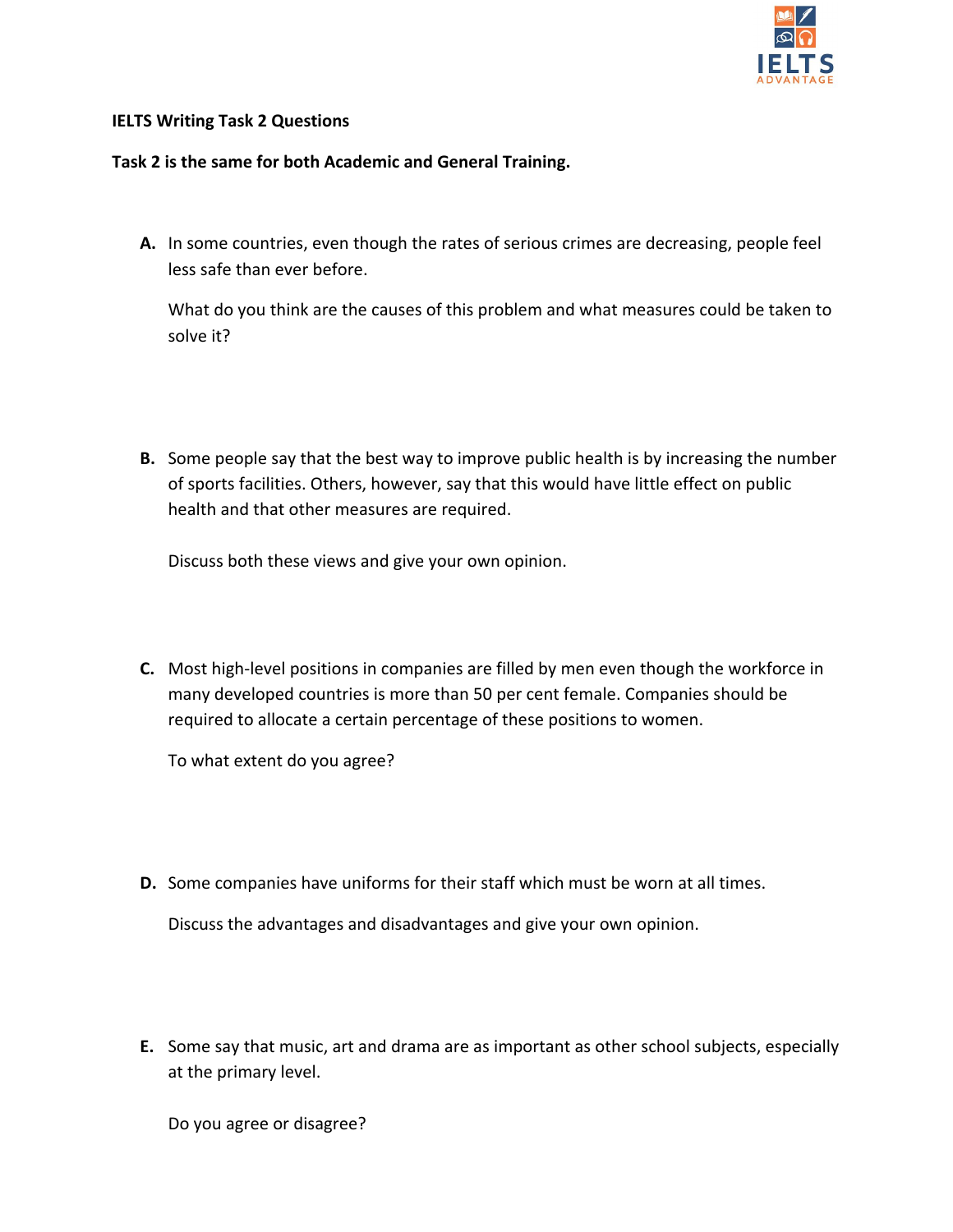**IELTS Writing Task 2 Questions**

**Task 2 is the same for both Academic and General Training.**

**A.** In some countries, even though the rates of serious crimes are decreasing, people feel less safe than ever before.

What do you think are the causes of this problem and what measures could be taken to solve it?

**B.** Some people say that the best way to improve public health is by increasing the number of sports facilities. Others, however, say that this would have little effect on public health and that other measures are required.

Discuss both these views and give your own opinion.

**C.** Most high-level positions in companies are filled by men even though the workforce in many developed countries is more than 50 per cent female. Companies should be required to allocate a certain percentage of these positions to women.

To what extent do you agree?

**D.** Some companies have uniforms for their staff which must be worn at all times.

Discuss the advantages and disadvantages and give your own opinion.

**E.** Some say that music, art and drama are as important as other school subjects, especially at the primary level.

Do you agree or disagree?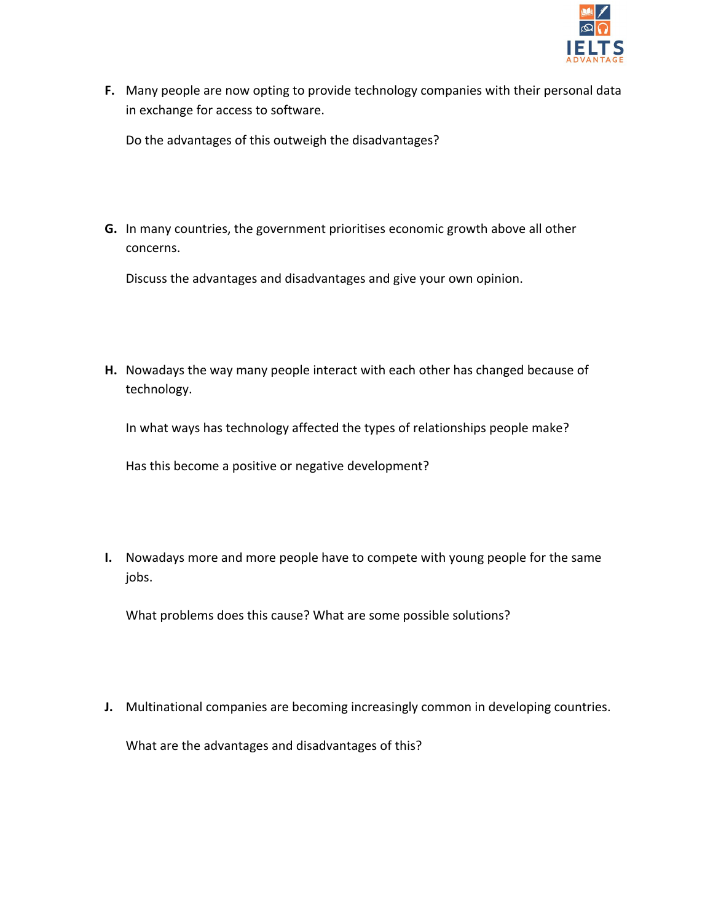**F.** Many people are now opting to provide technology companies with their personal data in exchange for access to software.

Do the advantages of this outweigh the disadvantages?

**G.** In many countries, the government prioritises economic growth above all other concerns.

Discuss the advantages and disadvantages and give your own opinion.

**H.** Nowadays the way many people interact with each other has changed because of technology.

In what ways has technology affected the types of relationships people make?

Has this become a positive or negative development?

**I.** Nowadays more and more people have to compete with young people for the same jobs.

What problems does this cause? What are some possible solutions?

**J.** Multinational companies are becoming increasingly common in developing countries.

What are the advantages and disadvantages of this?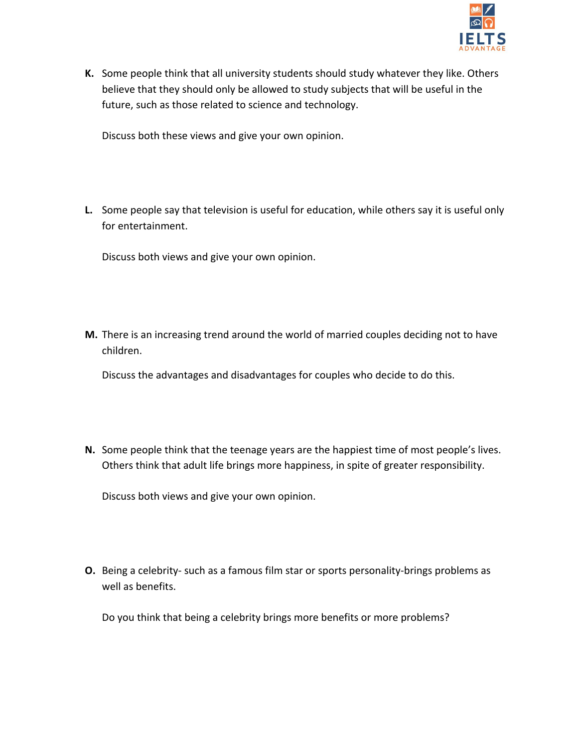**K.** Some people think that all university students should study whatever they like. Others believe that they should only be allowed to study subjects that will be useful in the future, such as those related to science and technology.

Discuss both these views and give your own opinion.

**L.** Some people say that television is useful for education, while others say it is useful only for entertainment.

Discuss both views and give your own opinion.

**M.** There is an increasing trend around the world of married couples deciding not to have children.

Discuss the advantages and disadvantages for couples who decide to do this.

**N.** Some people think that the teenage years are the happiest time of most people's lives. Others think that adult life brings more happiness, in spite of greater responsibility.

Discuss both views and give your own opinion.

**O.** Being a celebrity- such as a famous film star or sports personality-brings problems as well as benefits.

Do you think that being a celebrity brings more benefits or more problems?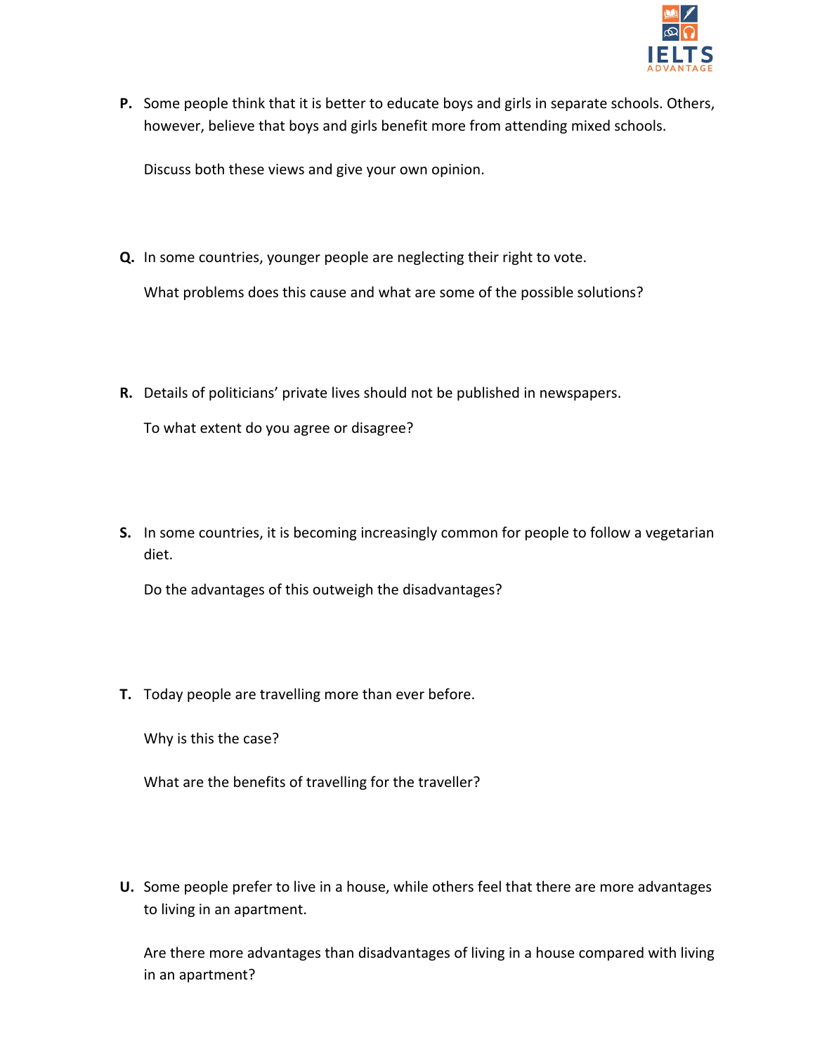**P.** Some people think that it is better to educate boys and girls in separate schools. Others, however, believe that boys and girls benefit more from attending mixed schools.

Discuss both these views and give your own opinion.

**Q.** In some countries, younger people are neglecting their right to vote.

What problems does this cause and what are some of the possible solutions?

**R.** Details of politicians' private lives should not be published in newspapers.

To what extent do you agree or disagree?

**S.** In some countries, it is becoming increasingly common for people to follow a vegetarian diet.

Do the advantages of this outweigh the disadvantages?

**T.** Today people are travelling more than ever before.

Why is this the case?

What are the benefits of travelling for the traveller?

**U.** Some people prefer to live in a house, while others feel that there are more advantages to living in an apartment.

Are there more advantages than disadvantages of living in a house compared with living in an apartment?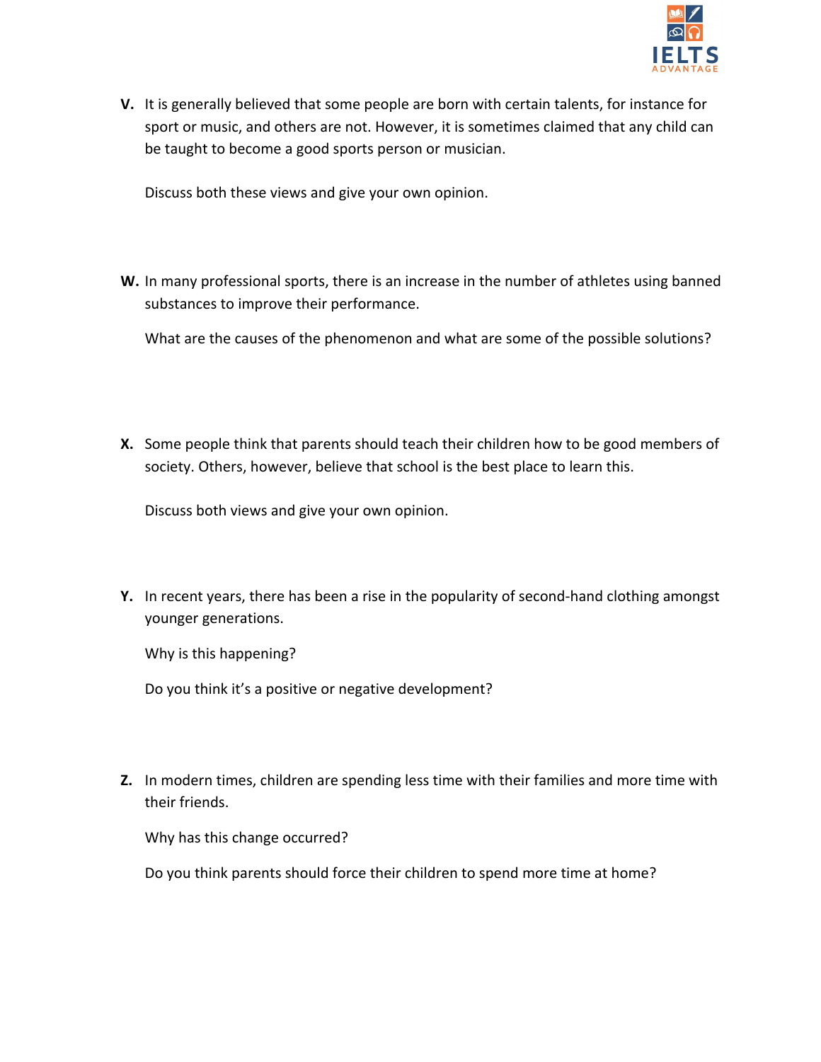**V.** It is generally believed that some people are born with certain talents, for instance for sport or music, and others are not. However, it is sometimes claimed that any child can be taught to become a good sports person or musician.

Discuss both these views and give your own opinion.

**W.** In many professional sports, there is an increase in the number of athletes using banned substances to improve their performance.

What are the causes of the phenomenon and what are some of the possible solutions?

**X.** Some people think that parents should teach their children how to be good members of society. Others, however, believe that school is the best place to learn this.

Discuss both views and give your own opinion.

**Y.** In recent years, there has been a rise in the popularity of second-hand clothing amongst younger generations.

Why is this happening?

Do you think it's a positive or negative development?

**Z.** In modern times, children are spending less time with their families and more time with their friends.

Why has this change occurred?

Do you think parents should force their children to spend more time at home?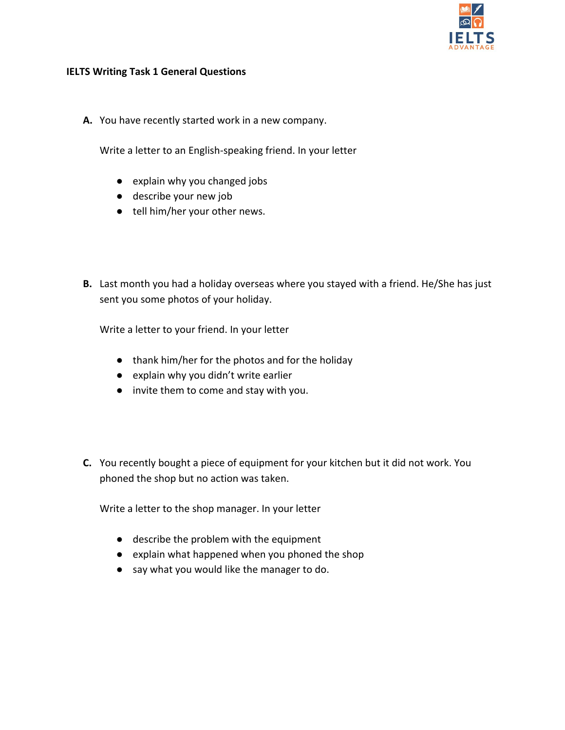**IELTS Writing Task 1 General Questions**

**A.** You have recently started work in a new company.

Write a letter to an English-speaking friend. In your letter

- explain why you changed jobs
- describe your new job
- tell him/her your other news.

**B.** Last month you had a holiday overseas where you stayed with a friend. He/She has just sent you some photos of your holiday.

Write a letter to your friend. In your letter

- thank him/her for the photos and for the holiday
- explain why you didn't write earlier
- invite them to come and stay with you.

**C.** You recently bought a piece of equipment for your kitchen but it did not work. You phoned the shop but no action was taken.

Write a letter to the shop manager. In your letter

- describe the problem with the equipment
- explain what happened when you phoned the shop
- say what you would like the manager to do.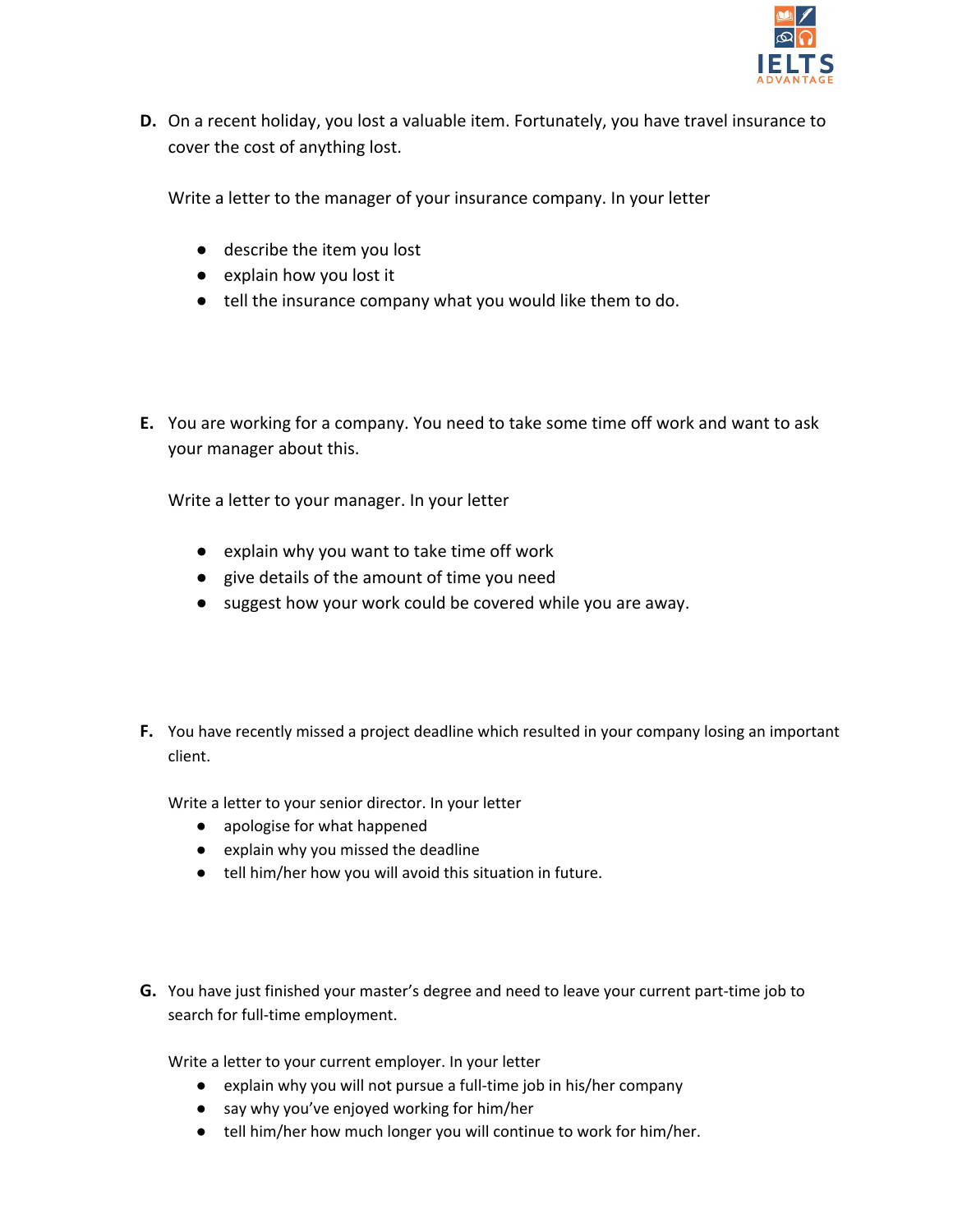**D.** On a recent holiday, you lost a valuable item. Fortunately, you have travel insurance to cover the cost of anything lost.

Write a letter to the manager of your insurance company. In your letter

- describe the item you lost
- explain how you lost it
- tell the insurance company what you would like them to do.

**E.** You are working for a company. You need to take some time off work and want to ask your manager about this.

Write a letter to your manager. In your letter

- explain why you want to take time off work
- give details of the amount of time you need
- suggest how your work could be covered while you are away.

**F.** You have recently missed a project deadline which resulted in your company losing an important client.

Write a letter to your senior director. In your letter

- apologise for what happened
- explain why you missed the deadline
- tell him/her how you will avoid this situation in future.

**G.** You have just finished your master's degree and need to leave your current part-time job to search for full-time employment.

Write a letter to your current employer. In your letter

- explain why you will not pursue a full-time job in his/her company
- say why you've enjoyed working for him/her
- tell him/her how much longer you will continue to work for him/her.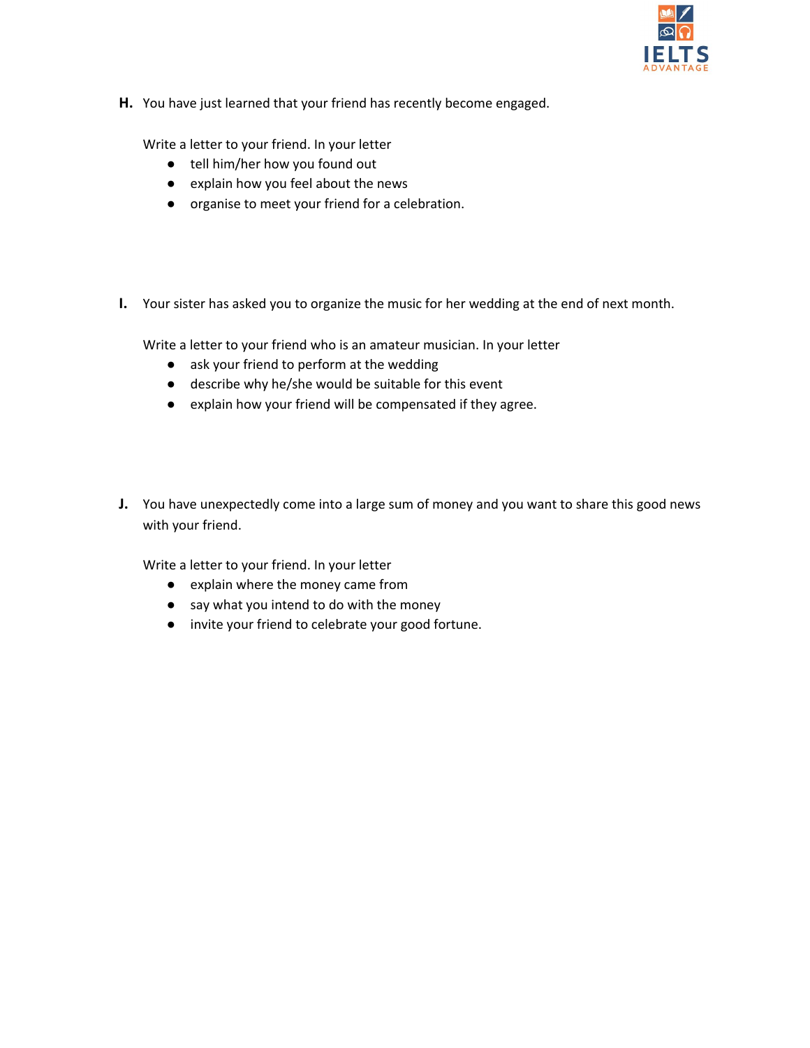**H.** You have just learned that your friend has recently become engaged.

Write a letter to your friend. In your letter

- tell him/her how you found out
- explain how you feel about the news
- organise to meet your friend for a celebration.

**I.** Your sister has asked you to organize the music for her wedding at the end of next month.

Write a letter to your friend who is an amateur musician. In your letter

- ask your friend to perform at the wedding
- describe why he/she would be suitable for this event
- explain how your friend will be compensated if they agree.

**J.** You have unexpectedly come into a large sum of money and you want to share this good news with your friend.

Write a letter to your friend. In your letter

- explain where the money came from
- say what you intend to do with the money
- invite your friend to celebrate your good fortune.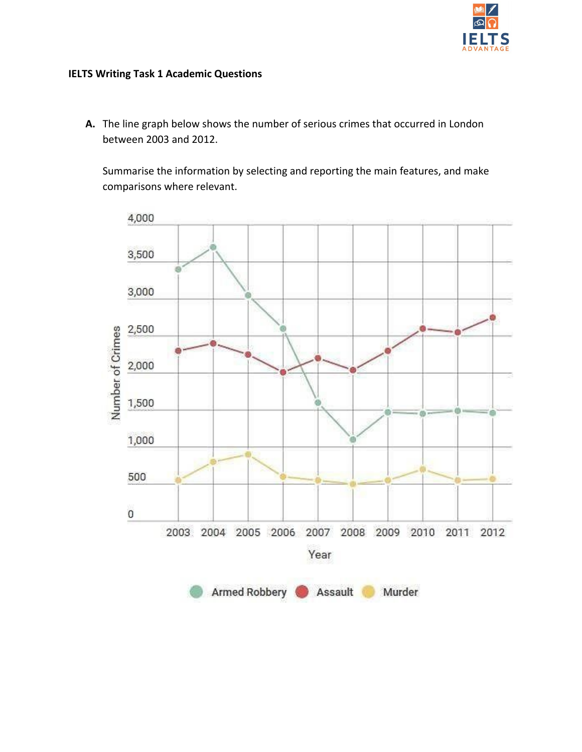**IELTS Writing Task 1 Academic Questions**

**A.** The line graph below shows the number of serious crimes that occurred in London between 2003 and 2012.

Summarise the information by selecting and reporting the main features, and make comparisons where relevant.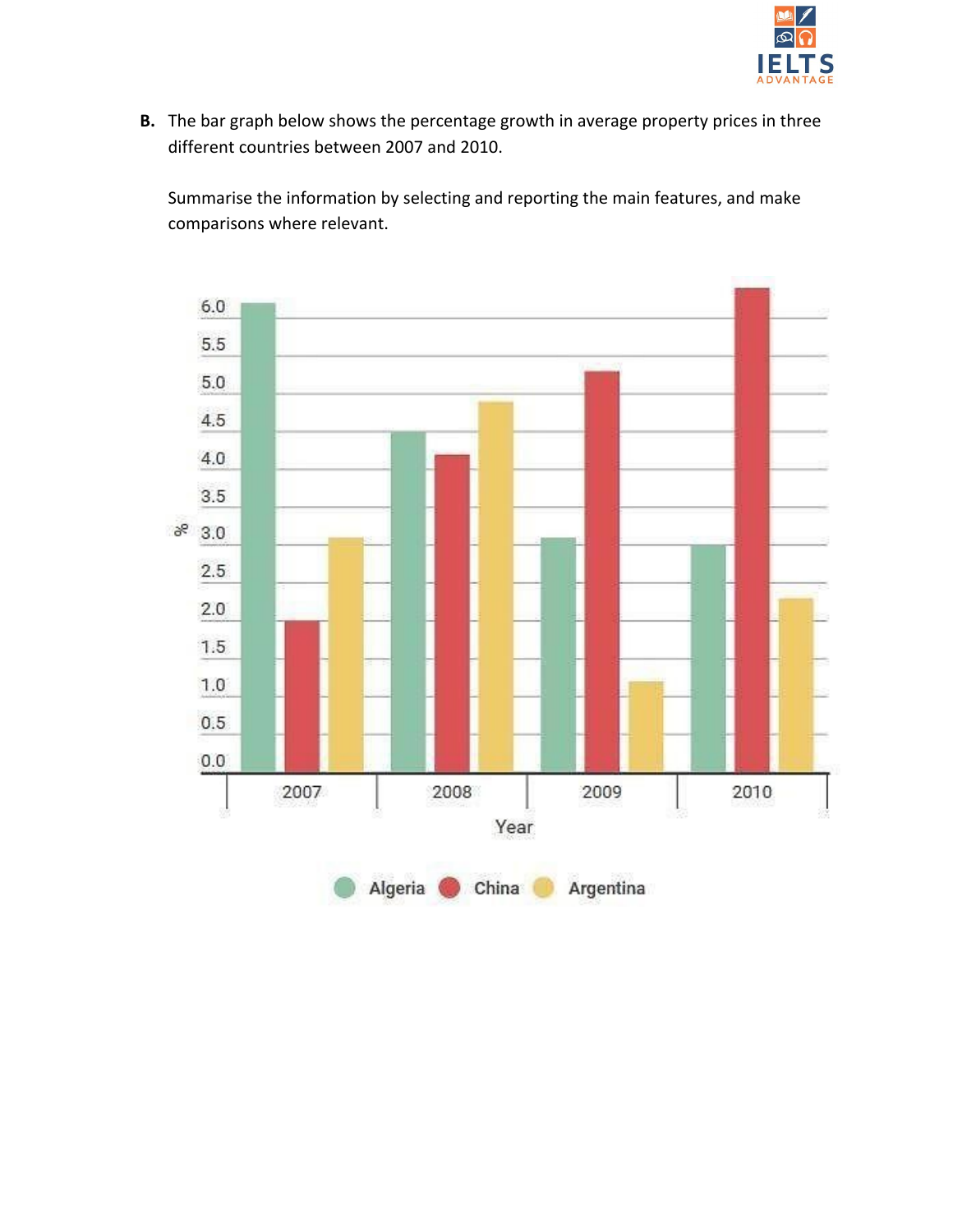**B.** The bar graph below shows the percentage growth in average property prices in three different countries between 2007 and 2010.

Summarise the information by selecting and reporting the main features, and make comparisons where relevant.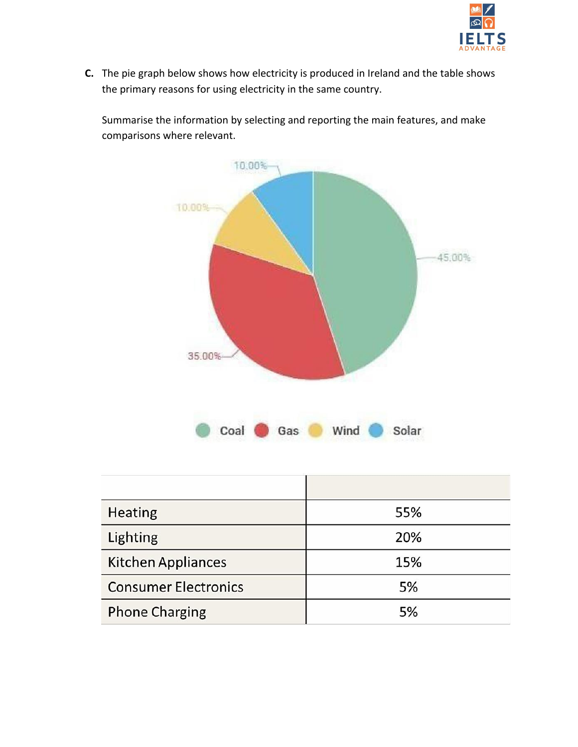C. The pie graph below shows how electricity is produced in Ireland and the table shows the primary reasons for using electricity in the same country.

Summarise the information by selecting and reporting the main features, and make comparisons where relevant.

| | |
|---|---|
| Heating | 55% |
| Lighting | 20% |
| Kitchen Appliances | 15% |
| Consumer Electronics | 5% |
| Phone Charging | 5% |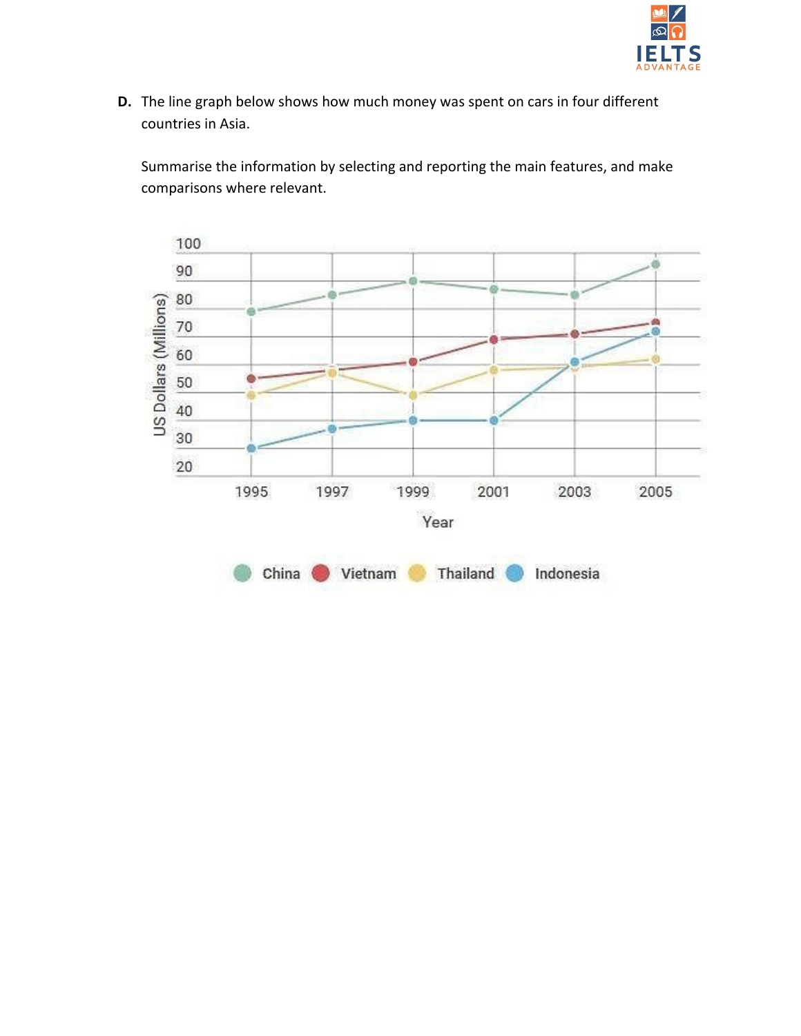**D.** The line graph below shows how much money was spent on cars in four different countries in Asia.

Summarise the information by selecting and reporting the main features, and make comparisons where relevant.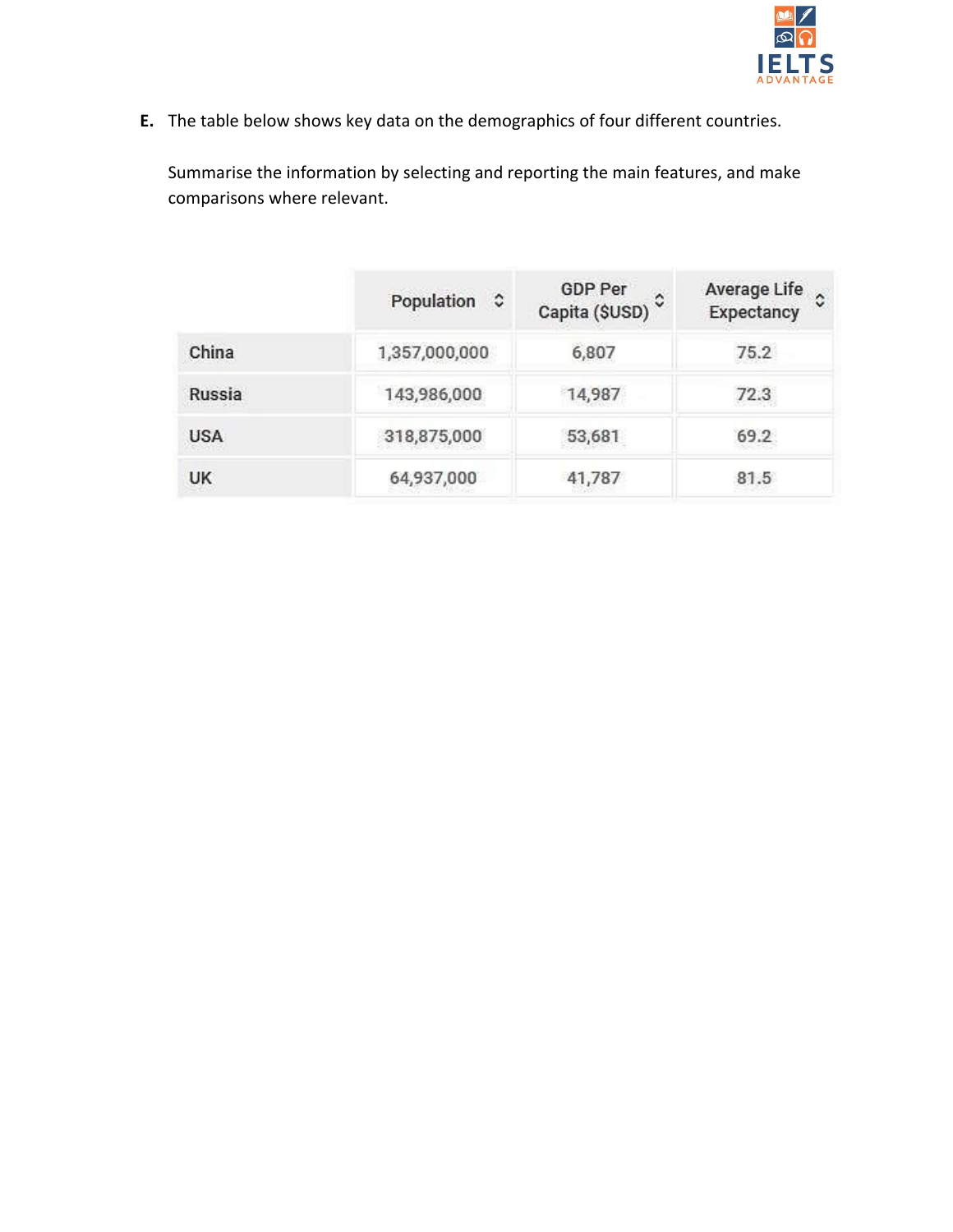**E.** The table below shows key data on the demographics of four different countries.

Summarise the information by selecting and reporting the main features, and make comparisons where relevant.

| | Population | GDP Per Capita ($USD) | Average Life Expectancy |
|---|---|---|---|
| China | 1,357,000,000 | 6,807 | 75.2 |
| Russia | 143,986,000 | 14,987 | 72.3 |
| USA | 318,875,000 | 53,681 | 69.2 |
| UK | 64,937,000 | 41,787 | 81.5 |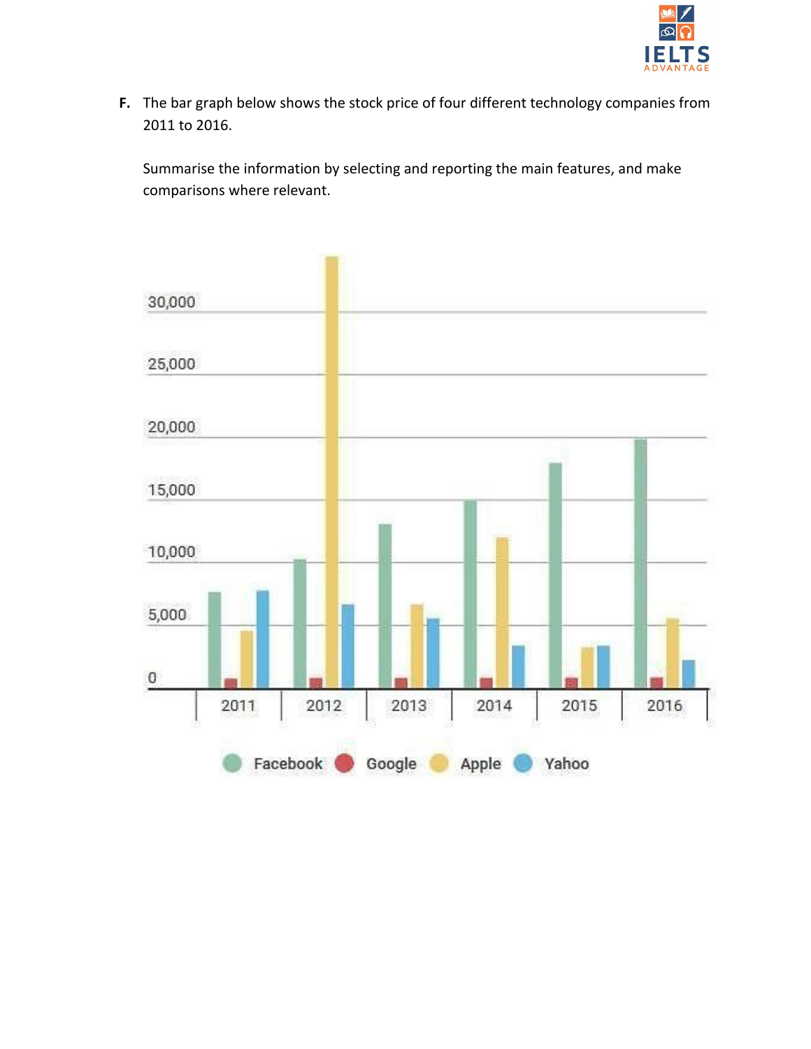**F.** The bar graph below shows the stock price of four different technology companies from 2011 to 2016.

Summarise the information by selecting and reporting the main features, and make comparisons where relevant.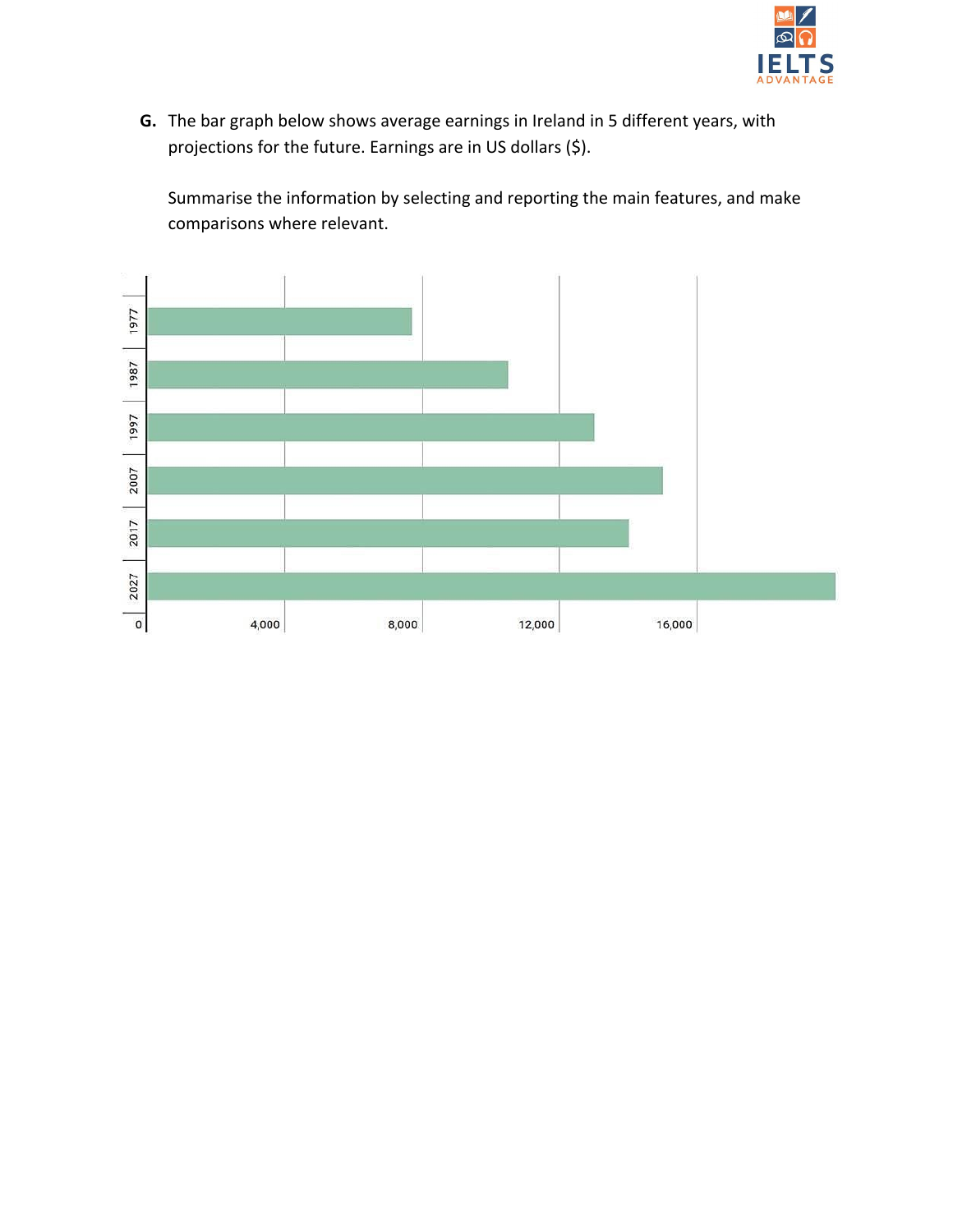**G.** The bar graph below shows average earnings in Ireland in 5 different years, with projections for the future. Earnings are in US dollars ($).

Summarise the information by selecting and reporting the main features, and make comparisons where relevant.

1977
1987
1997
2007
2017
2027

0 4,000 8,000 12,000 16,000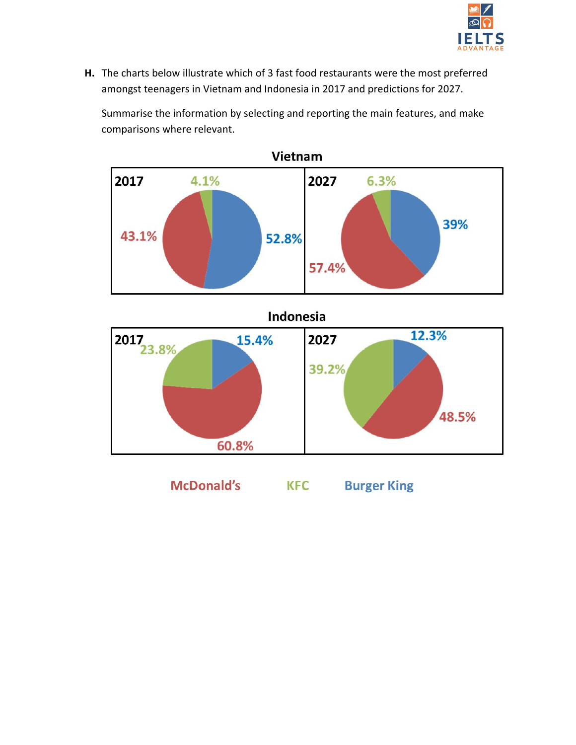**H.** The charts below illustrate which of 3 fast food restaurants were the most preferred amongst teenagers in Vietnam and Indonesia in 2017 and predictions for 2027.

Summarise the information by selecting and reporting the main features, and make comparisons where relevant.

**Vietnam**

| | McDonald's | KFC | Burger King |
|---|---|---|---|
| 2017 | 43.1% | 4.1% | 52.8% |
| 2027 | 57.4% | 6.3% | 39% |

**Indonesia**

| | McDonald's | KFC | Burger King |
|---|---|---|---|
| 2017 | 60.8% | 23.8% | 15.4% |
| 2027 | 48.5% | 39.2% | 12.3% |

McDonald's KFC Burger King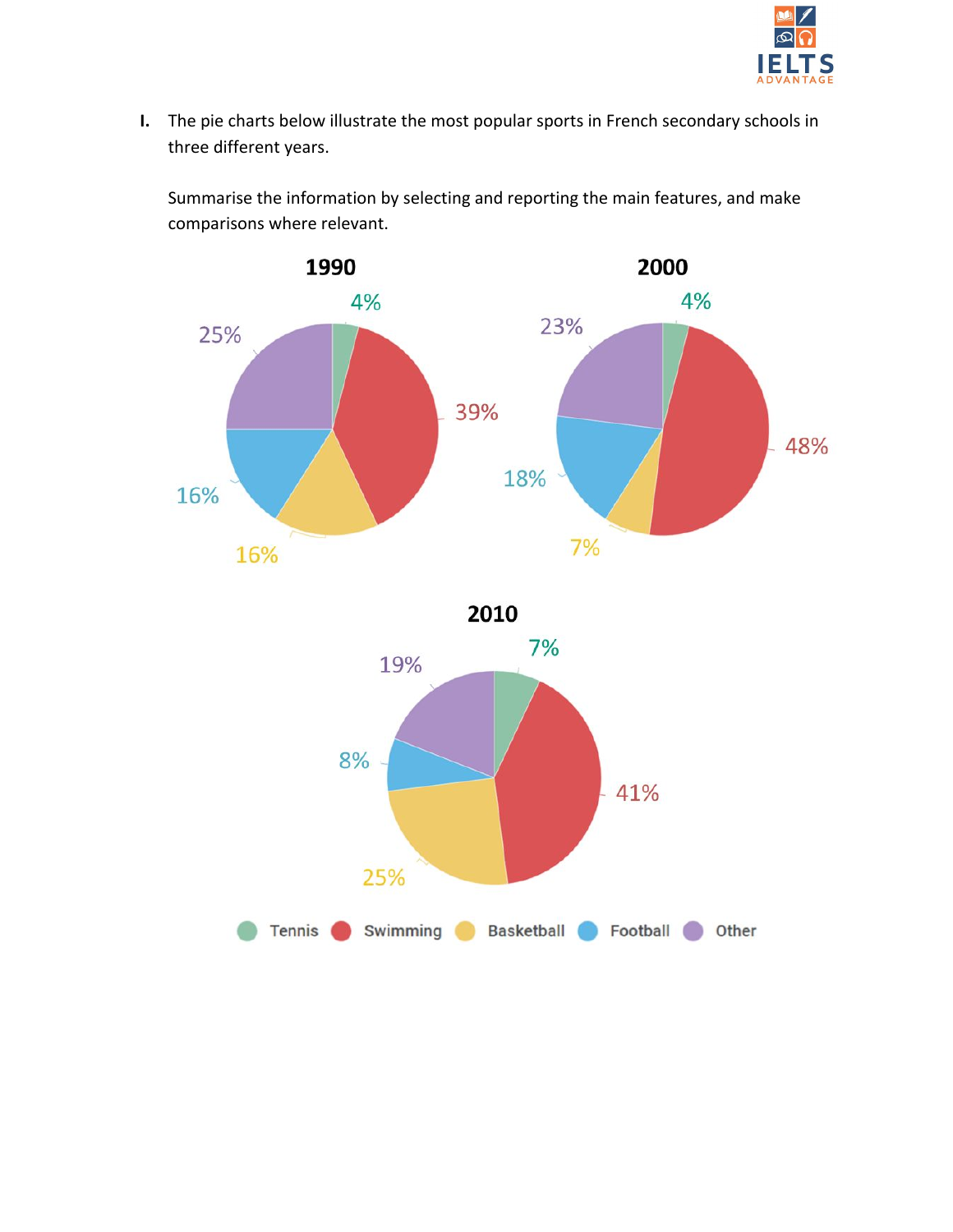I. The pie charts below illustrate the most popular sports in French secondary schools in three different years.

Summarise the information by selecting and reporting the main features, and make comparisons where relevant.

**1990**

4%
39%
16%
16%
25%

**2000**

4%
48%
7%
18%
23%

**2010**

7%
41%
25%
8%
19%

Tennis Swimming Basketball Football Other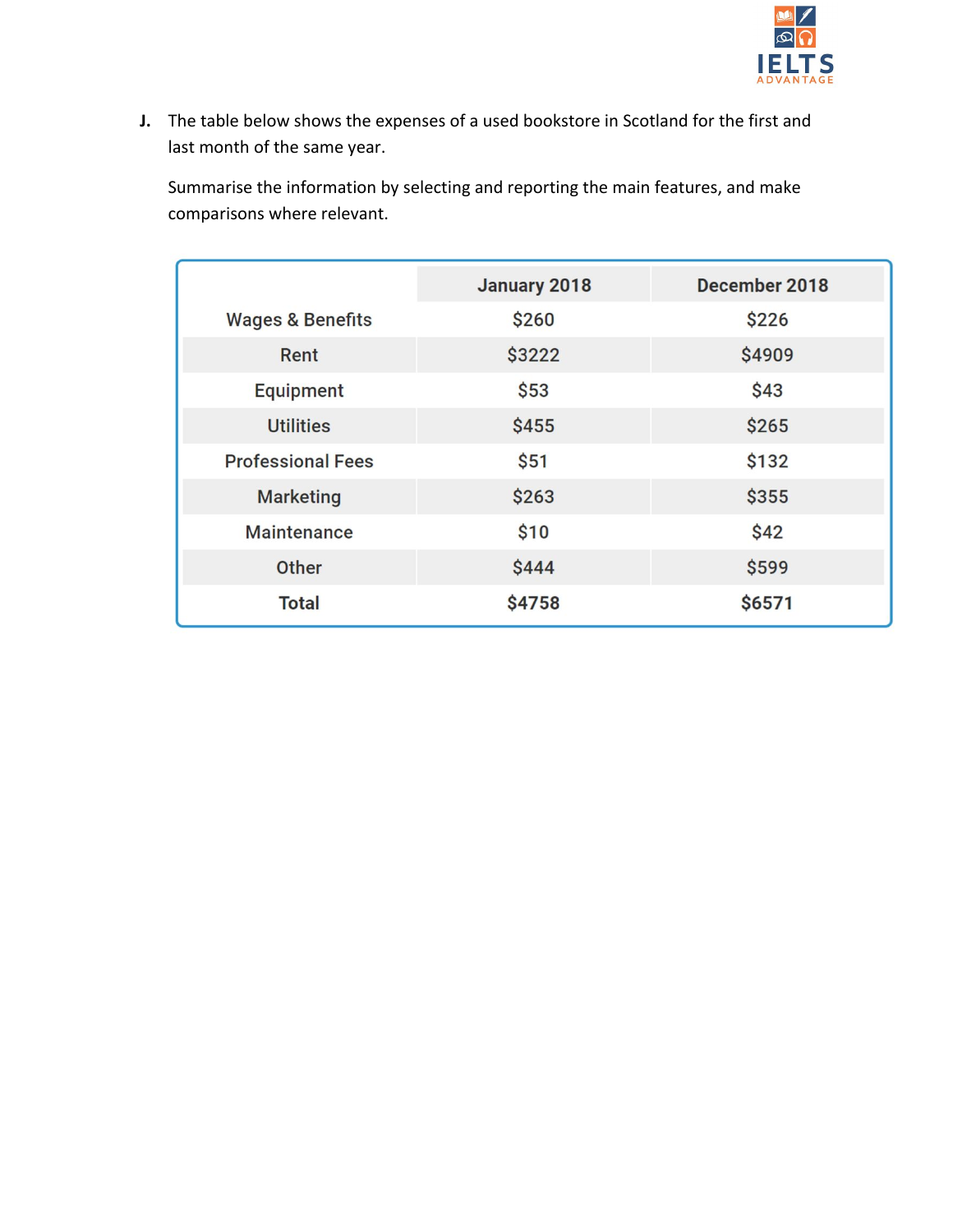J. The table below shows the expenses of a used bookstore in Scotland for the first and last month of the same year.

Summarise the information by selecting and reporting the main features, and make comparisons where relevant.

| | January 2018 | December 2018 |
|---|---|---|
| Wages & Benefits | $260 | $226 |
| Rent | $3222 | $4909 |
| Equipment | $53 | $43 |
| Utilities | $455 | $265 |
| Professional Fees | $51 | $132 |
| Marketing | $263 | $355 |
| Maintenance | $10 | $42 |
| Other | $444 | $599 |
| **Total** | **$4758** | **$6571** |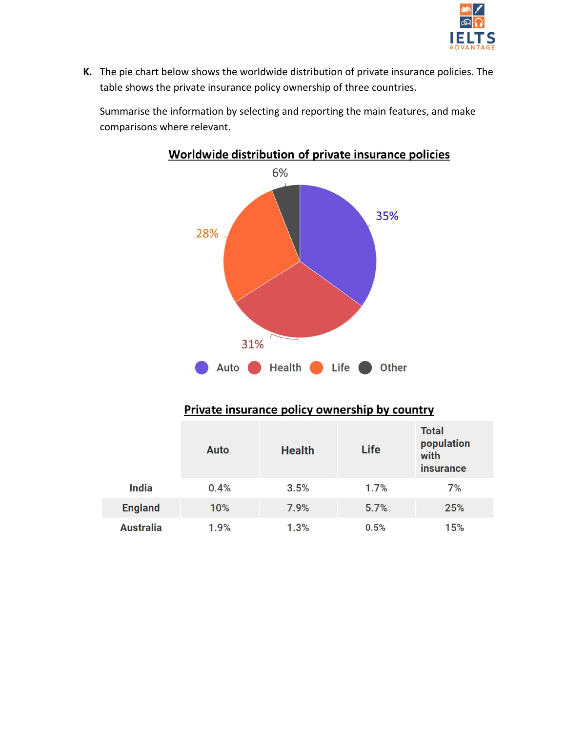K. The pie chart below shows the worldwide distribution of private insurance policies. The table shows the private insurance policy ownership of three countries.

Summarise the information by selecting and reporting the main features, and make comparisons where relevant.

**Worldwide distribution of private insurance policies**

6%

35%

28%

31%

Auto   Health   Life   Other

**Private insurance policy ownership by country**

| | Auto | Health | Life | Total population with insurance |
|---|---|---|---|---|
| India | 0.4% | 3.5% | 1.7% | 7% |
| England | 10% | 7.9% | 5.7% | 25% |
| Australia | 1.9% | 1.3% | 0.5% | 15% |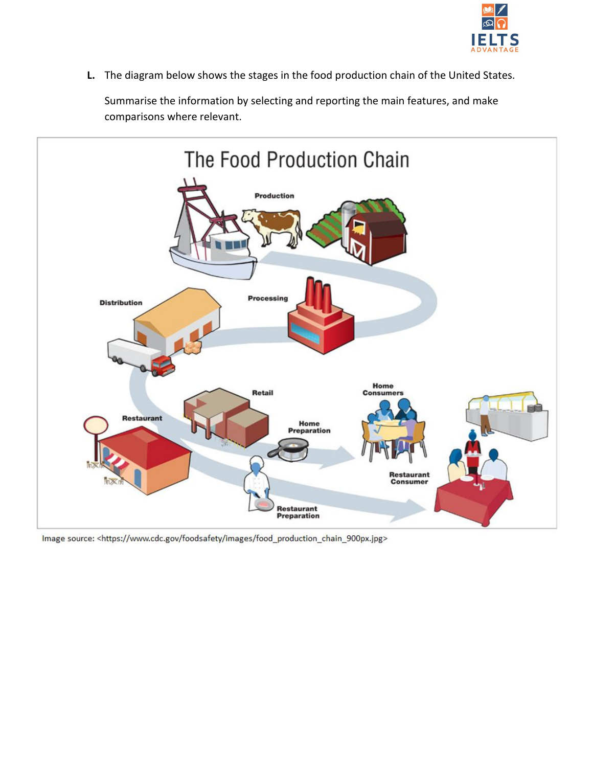L. The diagram below shows the stages in the food production chain of the United States.

Summarise the information by selecting and reporting the main features, and make comparisons where relevant.

The Food Production Chain

Production

Processing

Distribution

Retail

Restaurant

Home Preparation

Home Consumers

Restaurant Preparation

Restaurant Consumer

Image source: <https://www.cdc.gov/foodsafety/images/food_production_chain_900px.jpg>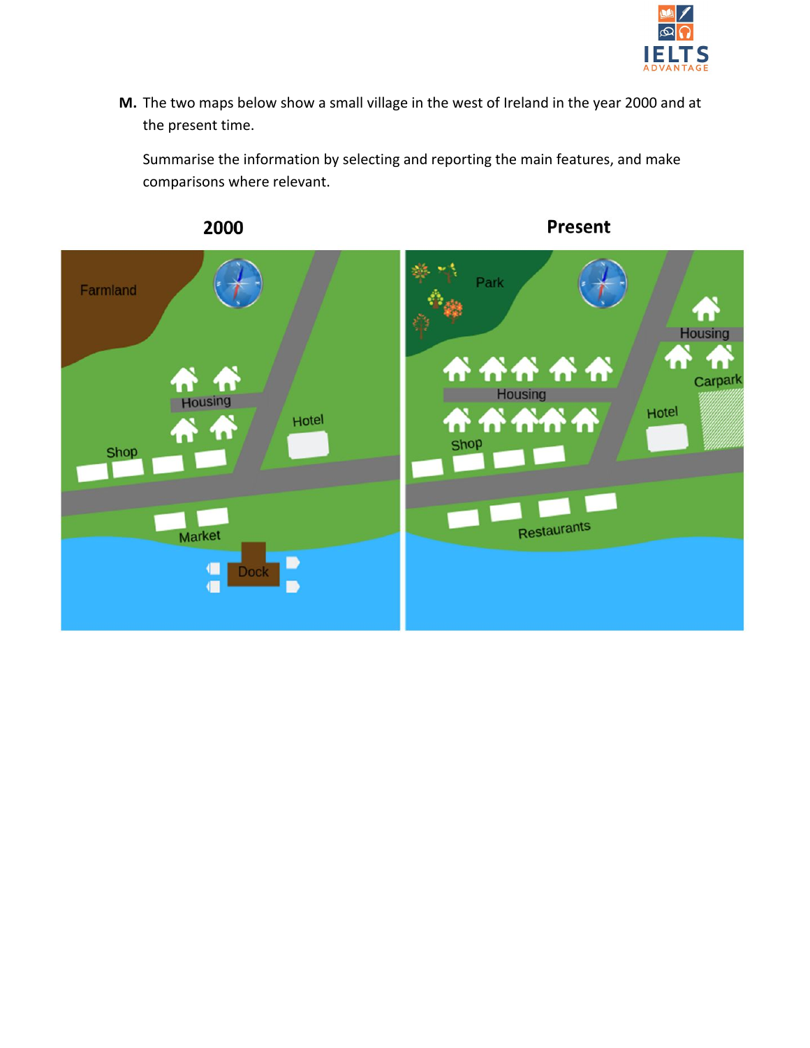**M.** The two maps below show a small village in the west of Ireland in the year 2000 and at the present time.

Summarise the information by selecting and reporting the main features, and make comparisons where relevant.

2000

Farmland

Housing

Hotel

Shop

Market

Dock

Present

Park

Housing

Housing

Carpark

Hotel

Shop

Restaurants